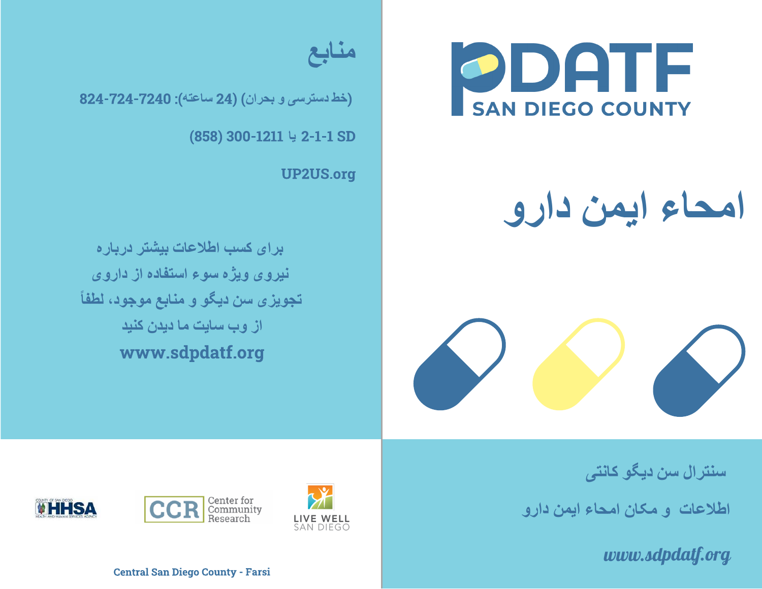# PDATF SAN DIEGO COUNTY

# امحاء ایمن دارو

سنترال سن دیگو کانتی

اطلاعات و مکان امحاء ایمن دارو

*www.sdpdatf.org*

## منابع

(خط دسترسی و بحران) (24 ساعته): 824-724-7240

2-1-1 SD یا 1211-300 (858)

UP2US.org

برای کسب اطلاعات بیشتر درباره نیروی ویژه سوء استفاده از داروی تجویزی سن دیگو و منابع موجود، لطفاً از وب سایت ما دیدن کنید

**www.sdpdatf.org**

COUNTY OF SAN DIEGO HHSA HEALTH AND HUMAN SERVICES AGENCY

CCR Center for Community Research

LIVE WELL SAN DIEGO

Central San Diego County - Farsi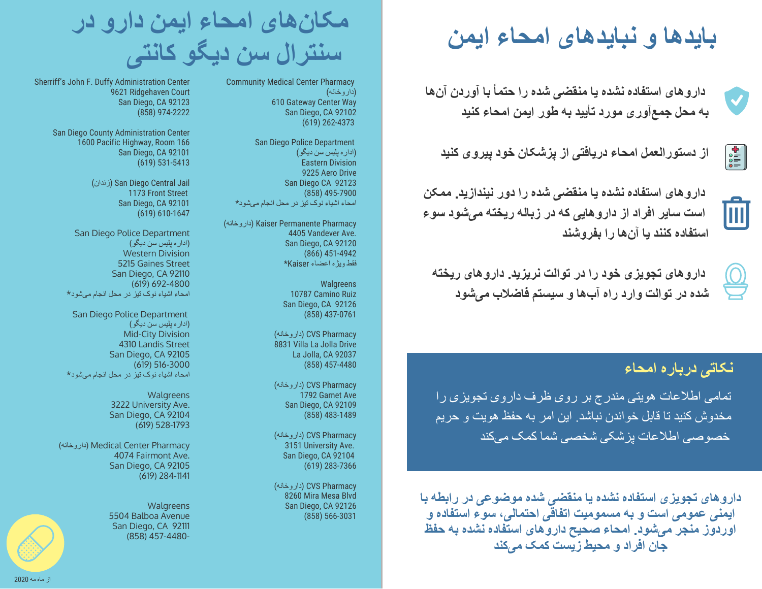# مکان‌های امحاء ایمن دارو در سنترال سن دیگو کانتی

Community Medical Center Pharmacy
(داروخانه)
610 Gateway Center Way
San Diego, CA 92102
(619) 262-4373

San Diego Police Department
(اداره پلیس سن دیگو)
Eastern Division
9225 Aero Drive
San Diego CA 92123
(858) 495-7900
امحاء اشیاء نوک تیز در محل انجام می‌شود*

Kaiser Permanente Pharmacy (داروخانه)
4405 Vandever Ave.
San Diego, CA 92120
(866) 451-4942
فقط ویژه اعضاء Kaiser*

Walgreens
10787 Camino Ruiz
San Diego, CA 92126
(858) 437-0761

CVS Pharmacy (داروخانه)
8831 Villa La Jolla Drive
La Jolla, CA 92037
(858) 457-4480

CVS Pharmacy (داروخانه)
1792 Garnet Ave
San Diego, CA 92109
(858) 483-1489

CVS Pharmacy (داروخانه)
3151 University Ave.
San Diego, CA 92104
(619) 283-7366

CVS Pharmacy (داروخانه)
8260 Mira Mesa Blvd
San Diego, CA 92126
(858) 566-3031

Sherriff's John F. Duffy Administration Center
9621 Ridgehaven Court
San Diego, CA 92123
(858) 974-2222

San Diego County Administration Center
1600 Pacific Highway, Room 166
San Diego, CA 92101
(619) 531-5413

San Diego Central Jail (زندان)
1173 Front Street
San Diego, CA 92101
(619) 610-1647

San Diego Police Department
(اداره پلیس سن دیگو)
Western Division
5215 Gaines Street
San Diego, CA 92110
(619) 692-4800
امحاء اشیاء نوک تیز در محل انجام می‌شود*

San Diego Police Department
(اداره پلیس سن دیگو)
Mid-City Division
4310 Landis Street
San Diego, CA 92105
(619) 516-3000
امحاء اشیاء نوک تیز در محل انجام می‌شود*

Walgreens
3222 University Ave.
San Diego, CA 92104
(619) 528-1793

Medical Center Pharmacy (داروخانه)
4074 Fairmont Ave.
San Diego, CA 92105
(619) 284-1141

Walgreens
5504 Balboa Avenue
San Diego, CA 92111
(858) 457-4480-

از ماه مه 2020

# بایدها و نبایدهای امحاء ایمن

داروهای استفاده نشده یا منقضی شده را حتماً با آوردن آن‌ها به محل جمع‌آوری مورد تأیید به طور ایمن امحاء کنید

از دستورالعمل امحاء دریافتی از پزشکان خود پیروی کنید

داروهای استفاده نشده یا منقضی شده را دور نیندازید. ممکن است سایر افراد از داروهایی که در زباله ریخته می‌شود سوء استفاده کنند یا آن‌ها را بفروشند

داروهای تجویزی خود را در توالت نریزید. داروهای ریخته شده در توالت وارد راه آب‌ها و سیستم فاضلاب می‌شود

## نکاتی درباره امحاء

تمامی اطلاعات هویتی مندرج بر روی ظرف داروی تجویزی را مخدوش کنید تا قابل خواندن نباشد. این امر به حفظ هویت و حریم خصوصی اطلاعات پزشکی شخصی شما کمک می‌کند

**داروهای تجویزی استفاده نشده یا منقضی شده موضوعی در رابطه با ایمنی عمومی است و به مسمومیت اتفاقی احتمالی، سوء استفاده و اوردوز منجر می‌شود. امحاء صحیح داروهای استفاده نشده به حفظ جان افراد و محیط زیست کمک می‌کند**